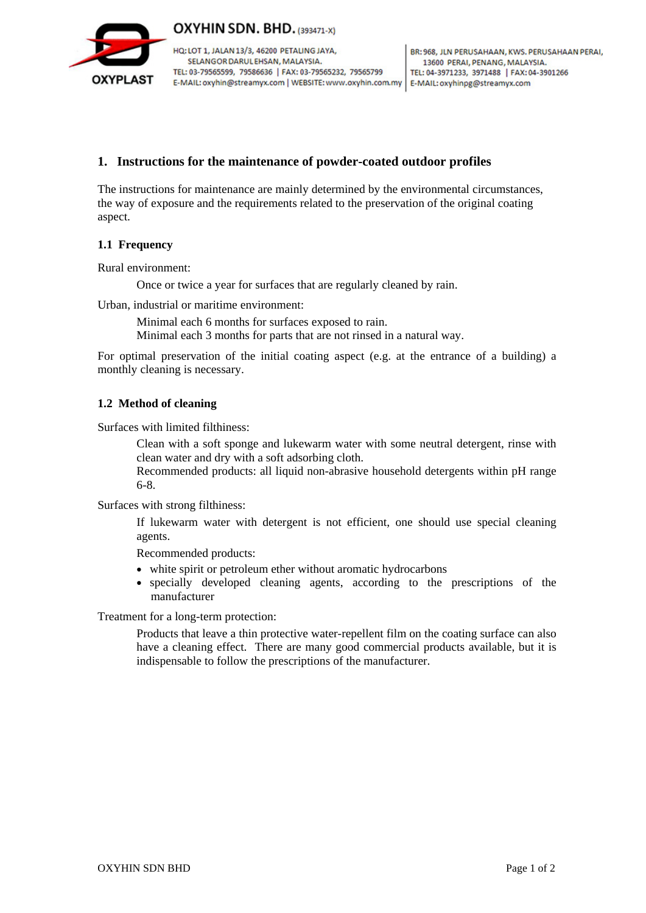OXYPLAST

**OXYHIN SDN. BHD.** (393471-X)

HQ: LOT 1, JALAN 13/3, 46200 PETALING JAYA, SELANGOR DARUL EHSAN, MALAYSIA.
TEL: 03-79565599, 79586636 | FAX: 03-79565232, 79565799
E-MAIL: oxyhin@streamyx.com | WEBSITE: www.oxyhin.com.my

BR: 968, JLN PERUSAHAAN, KWS. PERUSAHAAN PERAI, 13600 PERAI, PENANG, MALAYSIA.
TEL: 04-3971233, 3971488 | FAX: 04-3901266
E-MAIL: oxyhinpg@streamyx.com

## 1. Instructions for the maintenance of powder-coated outdoor profiles

The instructions for maintenance are mainly determined by the environmental circumstances, the way of exposure and the requirements related to the preservation of the original coating aspect.

### 1.1 Frequency

Rural environment:

Once or twice a year for surfaces that are regularly cleaned by rain.

Urban, industrial or maritime environment:

Minimal each 6 months for surfaces exposed to rain.
Minimal each 3 months for parts that are not rinsed in a natural way.

For optimal preservation of the initial coating aspect (e.g. at the entrance of a building) a monthly cleaning is necessary.

### 1.2 Method of cleaning

Surfaces with limited filthiness:

Clean with a soft sponge and lukewarm water with some neutral detergent, rinse with clean water and dry with a soft adsorbing cloth.
Recommended products: all liquid non-abrasive household detergents within pH range 6-8.

Surfaces with strong filthiness:

If lukewarm water with detergent is not efficient, one should use special cleaning agents.

Recommended products:

- white spirit or petroleum ether without aromatic hydrocarbons
- specially developed cleaning agents, according to the prescriptions of the manufacturer

Treatment for a long-term protection:

Products that leave a thin protective water-repellent film on the coating surface can also have a cleaning effect. There are many good commercial products available, but it is indispensable to follow the prescriptions of the manufacturer.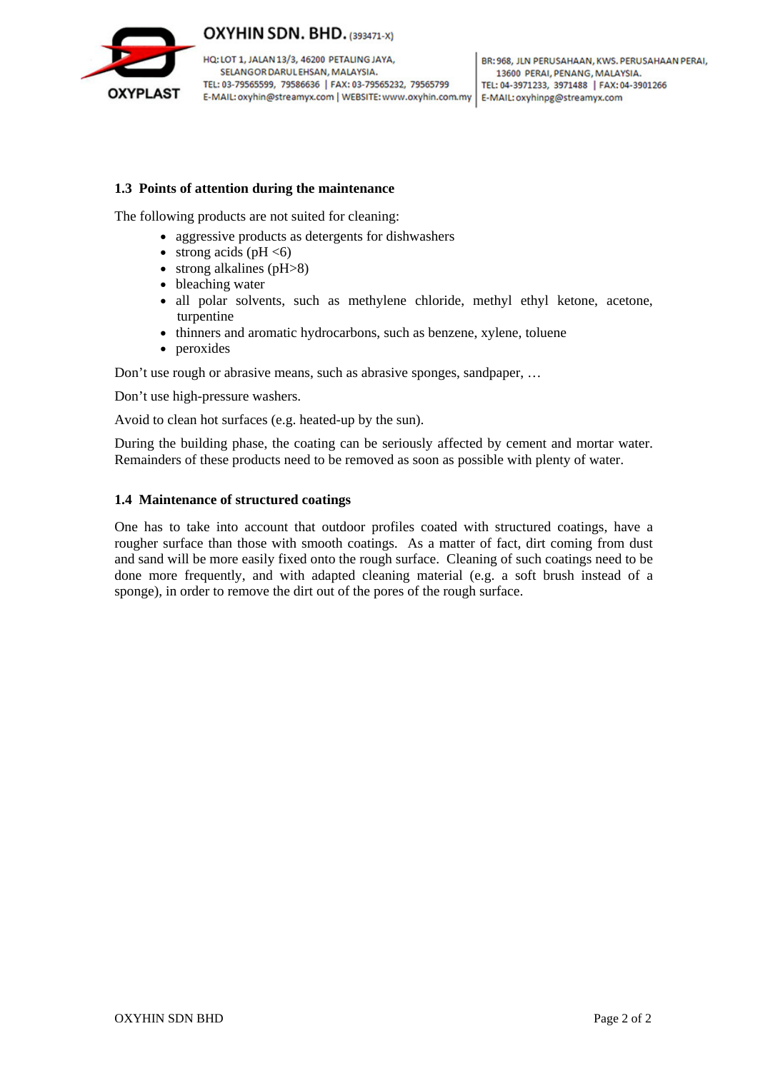### 1.3 Points of attention during the maintenance

The following products are not suited for cleaning:

- aggressive products as detergents for dishwashers
- strong acids (pH <6)
- strong alkalines (pH>8)
- bleaching water
- all polar solvents, such as methylene chloride, methyl ethyl ketone, acetone, turpentine
- thinners and aromatic hydrocarbons, such as benzene, xylene, toluene
- peroxides

Don't use rough or abrasive means, such as abrasive sponges, sandpaper, …

Don't use high-pressure washers.

Avoid to clean hot surfaces (e.g. heated-up by the sun).

During the building phase, the coating can be seriously affected by cement and mortar water. Remainders of these products need to be removed as soon as possible with plenty of water.

### 1.4 Maintenance of structured coatings

One has to take into account that outdoor profiles coated with structured coatings, have a rougher surface than those with smooth coatings. As a matter of fact, dirt coming from dust and sand will be more easily fixed onto the rough surface. Cleaning of such coatings need to be done more frequently, and with adapted cleaning material (e.g. a soft brush instead of a sponge), in order to remove the dirt out of the pores of the rough surface.